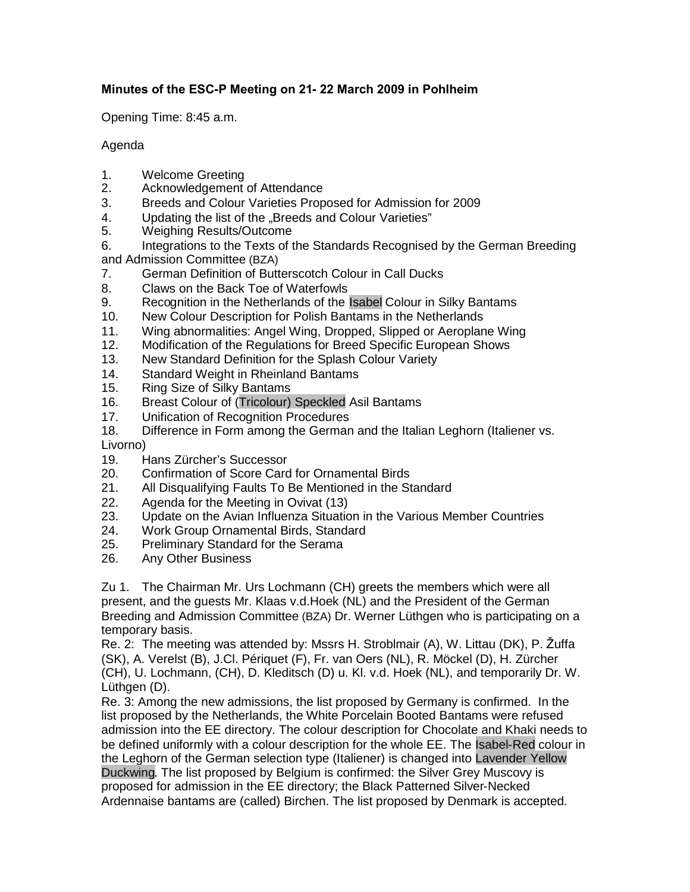**Minutes of the ESC-P Meeting on 21- 22 March 2009 in Pohlheim**

Opening Time: 8:45 a.m.

Agenda

1. Welcome Greeting
2. Acknowledgement of Attendance
3. Breeds and Colour Varieties Proposed for Admission for 2009
4. Updating the list of the „Breeds and Colour Varieties"
5. Weighing Results/Outcome
6. Integrations to the Texts of the Standards Recognised by the German Breeding and Admission Committee (BZA)
7. German Definition of Butterscotch Colour in Call Ducks
8. Claws on the Back Toe of Waterfowls
9. Recognition in the Netherlands of the Isabel Colour in Silky Bantams
10. New Colour Description for Polish Bantams in the Netherlands
11. Wing abnormalities: Angel Wing, Dropped, Slipped or Aeroplane Wing
12. Modification of the Regulations for Breed Specific European Shows
13. New Standard Definition for the Splash Colour Variety
14. Standard Weight in Rheinland Bantams
15. Ring Size of Silky Bantams
16. Breast Colour of (Tricolour) Speckled Asil Bantams
17. Unification of Recognition Procedures
18. Difference in Form among the German and the Italian Leghorn (Italiener vs. Livorno)
19. Hans Zürcher's Successor
20. Confirmation of Score Card for Ornamental Birds
21. All Disqualifying Faults To Be Mentioned in the Standard
22. Agenda for the Meeting in Ovivat (13)
23. Update on the Avian Influenza Situation in the Various Member Countries
24. Work Group Ornamental Birds, Standard
25. Preliminary Standard for the Serama
26. Any Other Business

Zu 1. The Chairman Mr. Urs Lochmann (CH) greets the members which were all present, and the guests Mr. Klaas v.d.Hoek (NL) and the President of the German Breeding and Admission Committee (BZA) Dr. Werner Lüthgen who is participating on a temporary basis.

Re. 2: The meeting was attended by: Mssrs H. Stroblmair (A), W. Littau (DK), P. Žuffa (SK), A. Verelst (B), J.Cl. Périquet (F), Fr. van Oers (NL), R. Möckel (D), H. Zürcher (CH), U. Lochmann, (CH), D. Kleditsch (D) u. Kl. v.d. Hoek (NL), and temporarily Dr. W. Lüthgen (D).

Re. 3: Among the new admissions, the list proposed by Germany is confirmed. In the list proposed by the Netherlands, the White Porcelain Booted Bantams were refused admission into the EE directory. The colour description for Chocolate and Khaki needs to be defined uniformly with a colour description for the whole EE. The Isabel-Red colour in the Leghorn of the German selection type (Italiener) is changed into Lavender Yellow Duckwing. The list proposed by Belgium is confirmed: the Silver Grey Muscovy is proposed for admission in the EE directory; the Black Patterned Silver-Necked Ardennaise bantams are (called) Birchen. The list proposed by Denmark is accepted.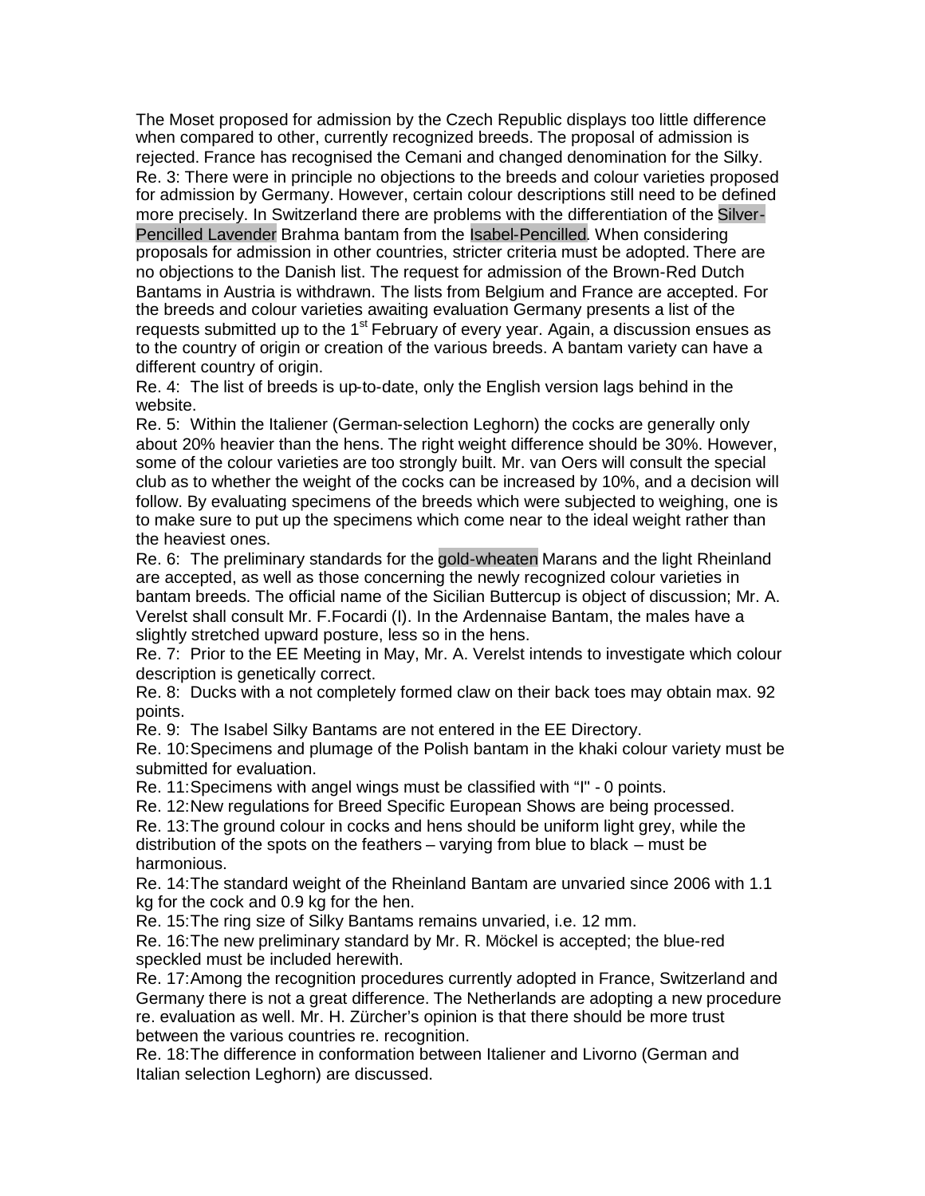The Moset proposed for admission by the Czech Republic displays too little difference when compared to other, currently recognized breeds. The proposal of admission is rejected. France has recognised the Cemani and changed denomination for the Silky.

Re. 3: There were in principle no objections to the breeds and colour varieties proposed for admission by Germany. However, certain colour descriptions still need to be defined more precisely. In Switzerland there are problems with the differentiation of the Silver-Pencilled Lavender Brahma bantam from the Isabel-Pencilled. When considering proposals for admission in other countries, stricter criteria must be adopted. There are no objections to the Danish list. The request for admission of the Brown-Red Dutch Bantams in Austria is withdrawn. The lists from Belgium and France are accepted. For the breeds and colour varieties awaiting evaluation Germany presents a list of the requests submitted up to the 1st February of every year. Again, a discussion ensues as to the country of origin or creation of the various breeds. A bantam variety can have a different country of origin.

Re. 4: The list of breeds is up-to-date, only the English version lags behind in the website.

Re. 5: Within the Italiener (German-selection Leghorn) the cocks are generally only about 20% heavier than the hens. The right weight difference should be 30%. However, some of the colour varieties are too strongly built. Mr. van Oers will consult the special club as to whether the weight of the cocks can be increased by 10%, and a decision will follow. By evaluating specimens of the breeds which were subjected to weighing, one is to make sure to put up the specimens which come near to the ideal weight rather than the heaviest ones.

Re. 6: The preliminary standards for the gold-wheaten Marans and the light Rheinland are accepted, as well as those concerning the newly recognized colour varieties in bantam breeds. The official name of the Sicilian Buttercup is object of discussion; Mr. A. Verelst shall consult Mr. F.Focardi (I). In the Ardennaise Bantam, the males have a slightly stretched upward posture, less so in the hens.

Re. 7: Prior to the EE Meeting in May, Mr. A. Verelst intends to investigate which colour description is genetically correct.

Re. 8: Ducks with a not completely formed claw on their back toes may obtain max. 92 points.

Re. 9: The Isabel Silky Bantams are not entered in the EE Directory.

Re. 10: Specimens and plumage of the Polish bantam in the khaki colour variety must be submitted for evaluation.

Re. 11: Specimens with angel wings must be classified with "I" - 0 points.

Re. 12: New regulations for Breed Specific European Shows are being processed.

Re. 13: The ground colour in cocks and hens should be uniform light grey, while the distribution of the spots on the feathers – varying from blue to black – must be harmonious.

Re. 14: The standard weight of the Rheinland Bantam are unvaried since 2006 with 1.1 kg for the cock and 0.9 kg for the hen.

Re. 15: The ring size of Silky Bantams remains unvaried, i.e. 12 mm.

Re. 16: The new preliminary standard by Mr. R. Möckel is accepted; the blue-red speckled must be included herewith.

Re. 17: Among the recognition procedures currently adopted in France, Switzerland and Germany there is not a great difference. The Netherlands are adopting a new procedure re. evaluation as well. Mr. H. Zürcher's opinion is that there should be more trust between the various countries re. recognition.

Re. 18: The difference in conformation between Italiener and Livorno (German and Italian selection Leghorn) are discussed.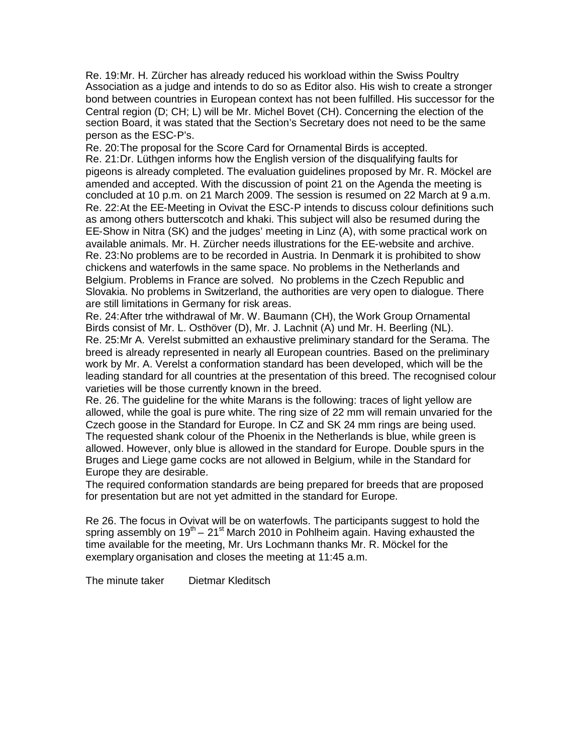Re. 19: Mr. H. Zürcher has already reduced his workload within the Swiss Poultry Association as a judge and intends to do so as Editor also. His wish to create a stronger bond between countries in European context has not been fulfilled. His successor for the Central region (D; CH; L) will be Mr. Michel Bovet (CH). Concerning the election of the section Board, it was stated that the Section's Secretary does not need to be the same person as the ESC-P's.

Re. 20: The proposal for the Score Card for Ornamental Birds is accepted.

Re. 21: Dr. Lüthgen informs how the English version of the disqualifying faults for pigeons is already completed. The evaluation guidelines proposed by Mr. R. Möckel are amended and accepted. With the discussion of point 21 on the Agenda the meeting is concluded at 10 p.m. on 21 March 2009. The session is resumed on 22 March at 9 a.m.

Re. 22: At the EE-Meeting in Ovivat the ESC-P intends to discuss colour definitions such as among others butterscotch and khaki. This subject will also be resumed during the EE-Show in Nitra (SK) and the judges' meeting in Linz (A), with some practical work on available animals. Mr. H. Zürcher needs illustrations for the EE-website and archive.

Re. 23: No problems are to be recorded in Austria. In Denmark it is prohibited to show chickens and waterfowls in the same space. No problems in the Netherlands and Belgium. Problems in France are solved. No problems in the Czech Republic and Slovakia. No problems in Switzerland, the authorities are very open to dialogue. There are still limitations in Germany for risk areas.

Re. 24: After trhe withdrawal of Mr. W. Baumann (CH), the Work Group Ornamental Birds consist of Mr. L. Osthöver (D), Mr. J. Lachnit (A) und Mr. H. Beerling (NL).

Re. 25: Mr A. Verelst submitted an exhaustive preliminary standard for the Serama. The breed is already represented in nearly all European countries. Based on the preliminary work by Mr. A. Verelst a conformation standard has been developed, which will be the leading standard for all countries at the presentation of this breed. The recognised colour varieties will be those currently known in the breed.

Re. 26. The guideline for the white Marans is the following: traces of light yellow are allowed, while the goal is pure white. The ring size of 22 mm will remain unvaried for the Czech goose in the Standard for Europe. In CZ and SK 24 mm rings are being used. The requested shank colour of the Phoenix in the Netherlands is blue, while green is allowed. However, only blue is allowed in the standard for Europe. Double spurs in the Bruges and Liege game cocks are not allowed in Belgium, while in the Standard for Europe they are desirable.

The required conformation standards are being prepared for breeds that are proposed for presentation but are not yet admitted in the standard for Europe.

Re 26. The focus in Ovivat will be on waterfowls. The participants suggest to hold the spring assembly on 19th – 21st March 2010 in Pohlheim again. Having exhausted the time available for the meeting, Mr. Urs Lochmann thanks Mr. R. Möckel for the exemplary organisation and closes the meeting at 11:45 a.m.

The minute taker Dietmar Kleditsch